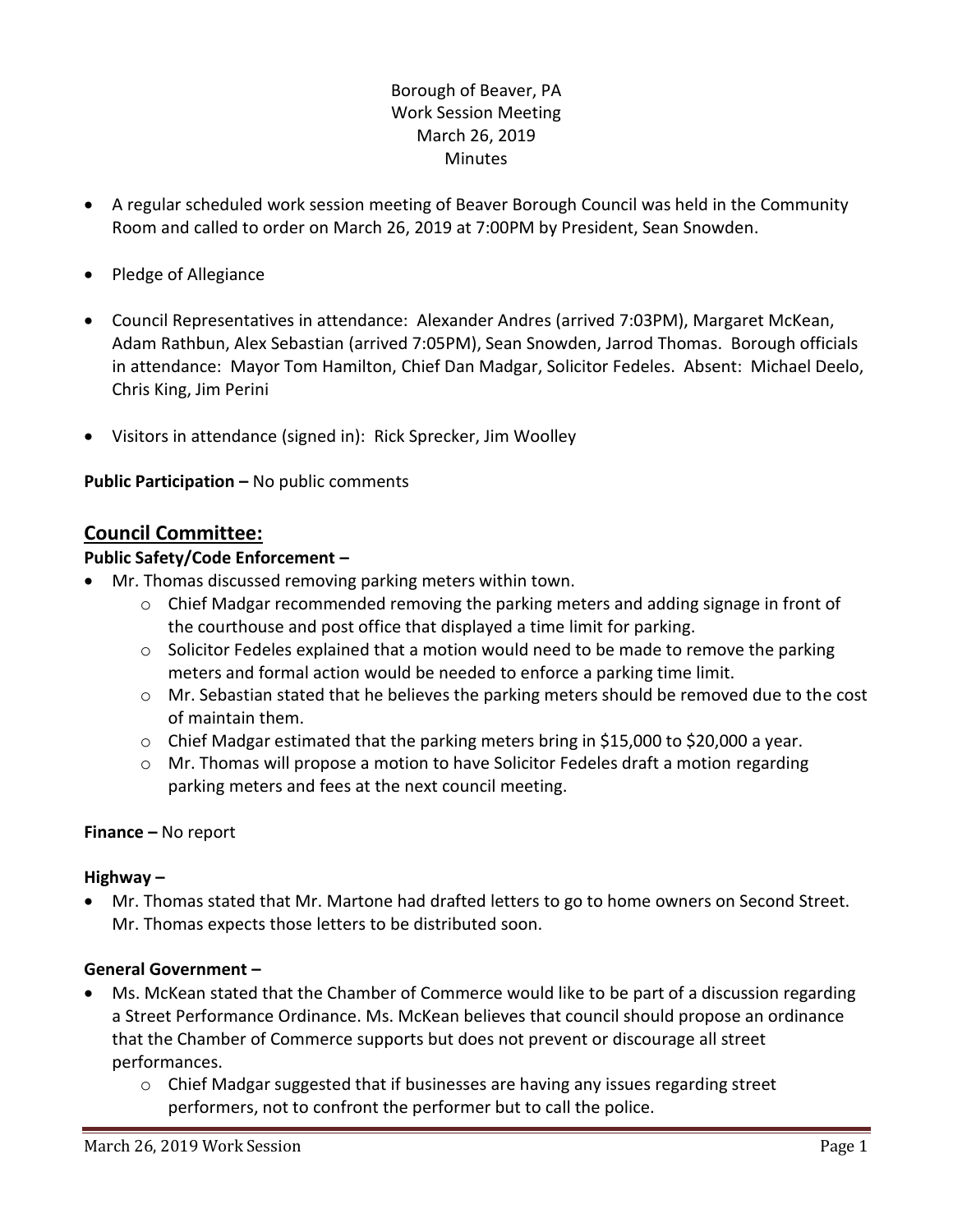Borough of Beaver, PA
Work Session Meeting
March 26, 2019
Minutes

- A regular scheduled work session meeting of Beaver Borough Council was held in the Community Room and called to order on March 26, 2019 at 7:00PM by President, Sean Snowden.
- Pledge of Allegiance
- Council Representatives in attendance: Alexander Andres (arrived 7:03PM), Margaret McKean, Adam Rathbun, Alex Sebastian (arrived 7:05PM), Sean Snowden, Jarrod Thomas. Borough officials in attendance: Mayor Tom Hamilton, Chief Dan Madgar, Solicitor Fedeles. Absent: Michael Deelo, Chris King, Jim Perini
- Visitors in attendance (signed in): Rick Sprecker, Jim Woolley

**Public Participation –** No public comments

## Council Committee:

**Public Safety/Code Enforcement –**

- Mr. Thomas discussed removing parking meters within town.
    - Chief Madgar recommended removing the parking meters and adding signage in front of the courthouse and post office that displayed a time limit for parking.
    - Solicitor Fedeles explained that a motion would need to be made to remove the parking meters and formal action would be needed to enforce a parking time limit.
    - Mr. Sebastian stated that he believes the parking meters should be removed due to the cost of maintain them.
    - Chief Madgar estimated that the parking meters bring in $15,000 to $20,000 a year.
    - Mr. Thomas will propose a motion to have Solicitor Fedeles draft a motion regarding parking meters and fees at the next council meeting.

**Finance –** No report

**Highway –**

- Mr. Thomas stated that Mr. Martone had drafted letters to go to home owners on Second Street. Mr. Thomas expects those letters to be distributed soon.

**General Government –**

- Ms. McKean stated that the Chamber of Commerce would like to be part of a discussion regarding a Street Performance Ordinance. Ms. McKean believes that council should propose an ordinance that the Chamber of Commerce supports but does not prevent or discourage all street performances.
    - Chief Madgar suggested that if businesses are having any issues regarding street performers, not to confront the performer but to call the police.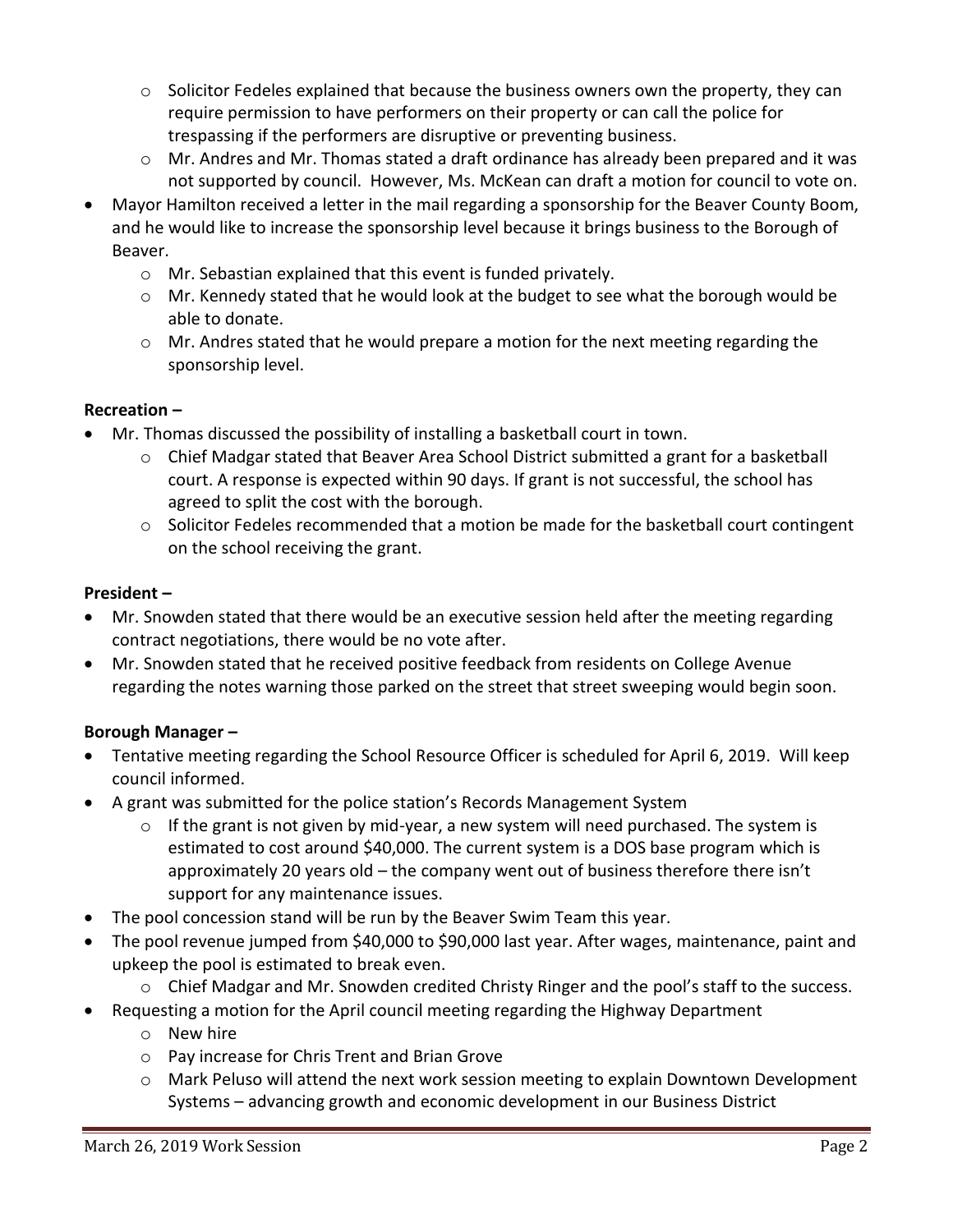- Solicitor Fedeles explained that because the business owners own the property, they can require permission to have performers on their property or can call the police for trespassing if the performers are disruptive or preventing business.
  - Mr. Andres and Mr. Thomas stated a draft ordinance has already been prepared and it was not supported by council. However, Ms. McKean can draft a motion for council to vote on.
- Mayor Hamilton received a letter in the mail regarding a sponsorship for the Beaver County Boom, and he would like to increase the sponsorship level because it brings business to the Borough of Beaver.
  - Mr. Sebastian explained that this event is funded privately.
  - Mr. Kennedy stated that he would look at the budget to see what the borough would be able to donate.
  - Mr. Andres stated that he would prepare a motion for the next meeting regarding the sponsorship level.

**Recreation –**

- Mr. Thomas discussed the possibility of installing a basketball court in town.
  - Chief Madgar stated that Beaver Area School District submitted a grant for a basketball court. A response is expected within 90 days. If grant is not successful, the school has agreed to split the cost with the borough.
  - Solicitor Fedeles recommended that a motion be made for the basketball court contingent on the school receiving the grant.

**President –**

- Mr. Snowden stated that there would be an executive session held after the meeting regarding contract negotiations, there would be no vote after.
- Mr. Snowden stated that he received positive feedback from residents on College Avenue regarding the notes warning those parked on the street that street sweeping would begin soon.

**Borough Manager –**

- Tentative meeting regarding the School Resource Officer is scheduled for April 6, 2019. Will keep council informed.
- A grant was submitted for the police station's Records Management System
  - If the grant is not given by mid-year, a new system will need purchased. The system is estimated to cost around $40,000. The current system is a DOS base program which is approximately 20 years old – the company went out of business therefore there isn't support for any maintenance issues.
- The pool concession stand will be run by the Beaver Swim Team this year.
- The pool revenue jumped from $40,000 to $90,000 last year. After wages, maintenance, paint and upkeep the pool is estimated to break even.
  - Chief Madgar and Mr. Snowden credited Christy Ringer and the pool's staff to the success.
- Requesting a motion for the April council meeting regarding the Highway Department
  - New hire
  - Pay increase for Chris Trent and Brian Grove
  - Mark Peluso will attend the next work session meeting to explain Downtown Development Systems – advancing growth and economic development in our Business District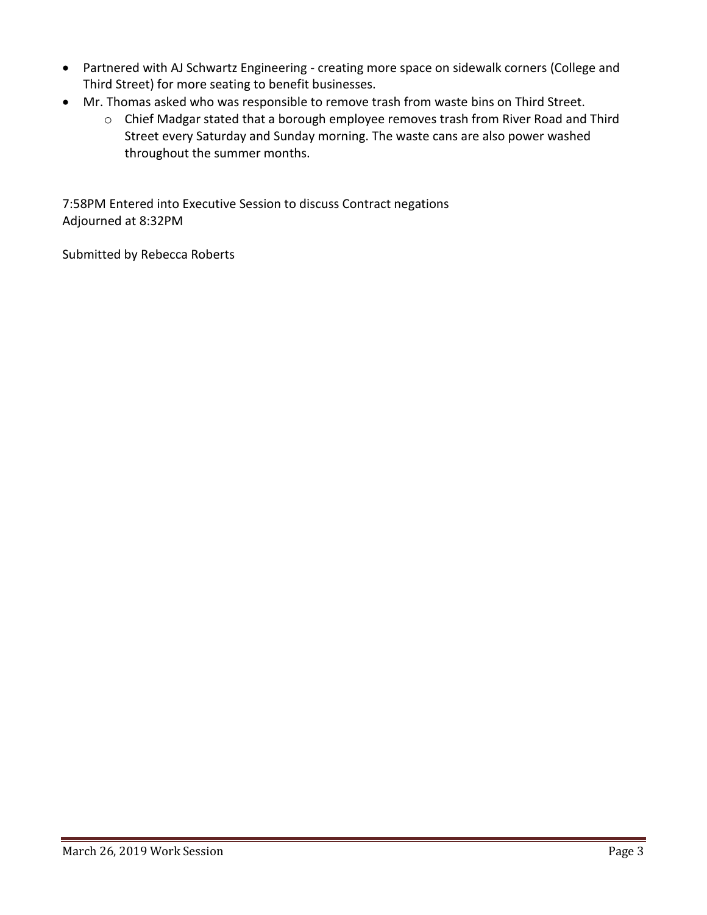- Partnered with AJ Schwartz Engineering - creating more space on sidewalk corners (College and Third Street) for more seating to benefit businesses.
- Mr. Thomas asked who was responsible to remove trash from waste bins on Third Street.
  - Chief Madgar stated that a borough employee removes trash from River Road and Third Street every Saturday and Sunday morning. The waste cans are also power washed throughout the summer months.

7:58PM Entered into Executive Session to discuss Contract negations
Adjourned at 8:32PM

Submitted by Rebecca Roberts